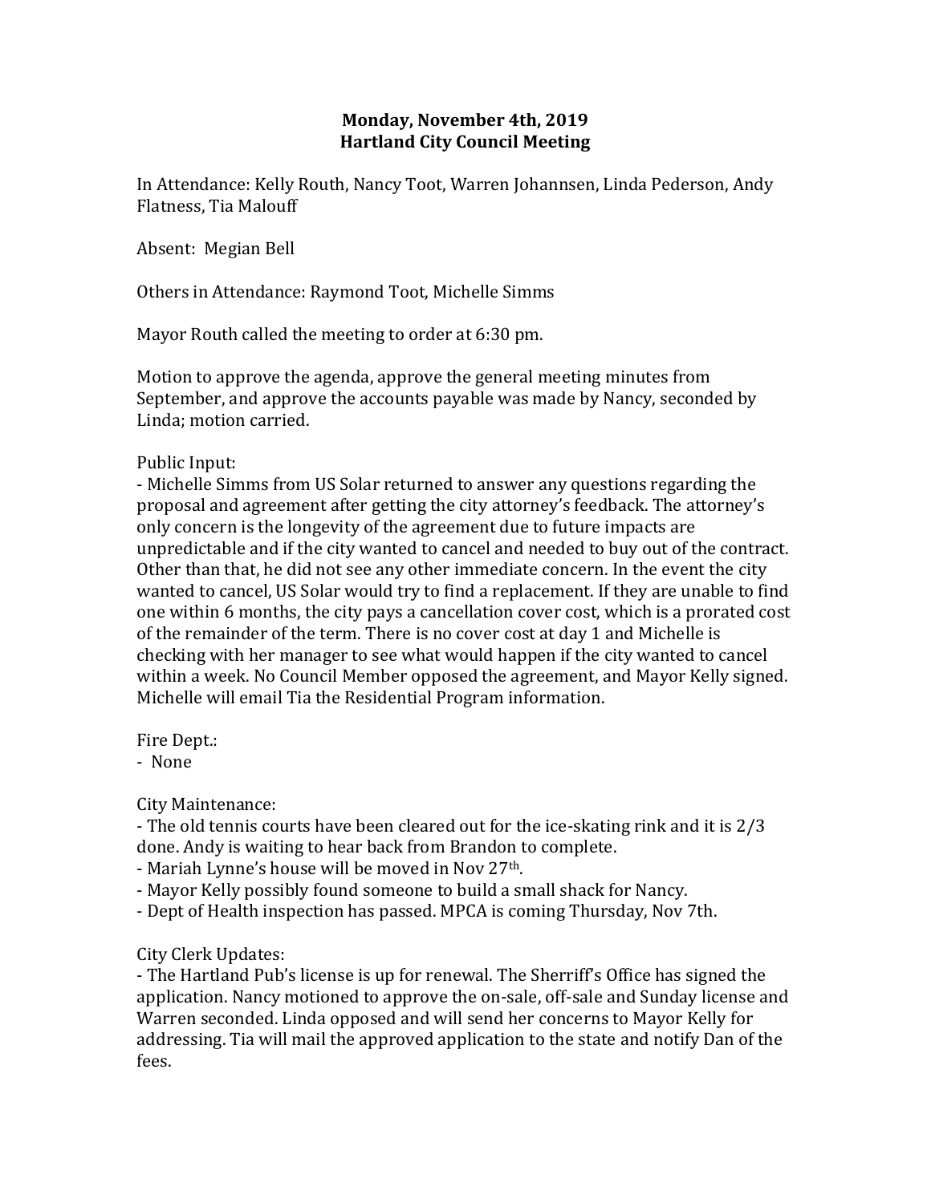**Monday, November 4th, 2019**
**Hartland City Council Meeting**

In Attendance: Kelly Routh, Nancy Toot, Warren Johannsen, Linda Pederson, Andy Flatness, Tia Malouff

Absent: Megian Bell

Others in Attendance: Raymond Toot, Michelle Simms

Mayor Routh called the meeting to order at 6:30 pm.

Motion to approve the agenda, approve the general meeting minutes from September, and approve the accounts payable was made by Nancy, seconded by Linda; motion carried.

Public Input:
- Michelle Simms from US Solar returned to answer any questions regarding the proposal and agreement after getting the city attorney's feedback. The attorney's only concern is the longevity of the agreement due to future impacts are unpredictable and if the city wanted to cancel and needed to buy out of the contract. Other than that, he did not see any other immediate concern. In the event the city wanted to cancel, US Solar would try to find a replacement. If they are unable to find one within 6 months, the city pays a cancellation cover cost, which is a prorated cost of the remainder of the term. There is no cover cost at day 1 and Michelle is checking with her manager to see what would happen if the city wanted to cancel within a week. No Council Member opposed the agreement, and Mayor Kelly signed. Michelle will email Tia the Residential Program information.

Fire Dept.:
- None

City Maintenance:
- The old tennis courts have been cleared out for the ice-skating rink and it is 2/3 done. Andy is waiting to hear back from Brandon to complete.
- Mariah Lynne's house will be moved in Nov 27th.
- Mayor Kelly possibly found someone to build a small shack for Nancy.
- Dept of Health inspection has passed. MPCA is coming Thursday, Nov 7th.

City Clerk Updates:
- The Hartland Pub's license is up for renewal. The Sherriff's Office has signed the application. Nancy motioned to approve the on-sale, off-sale and Sunday license and Warren seconded. Linda opposed and will send her concerns to Mayor Kelly for addressing. Tia will mail the approved application to the state and notify Dan of the fees.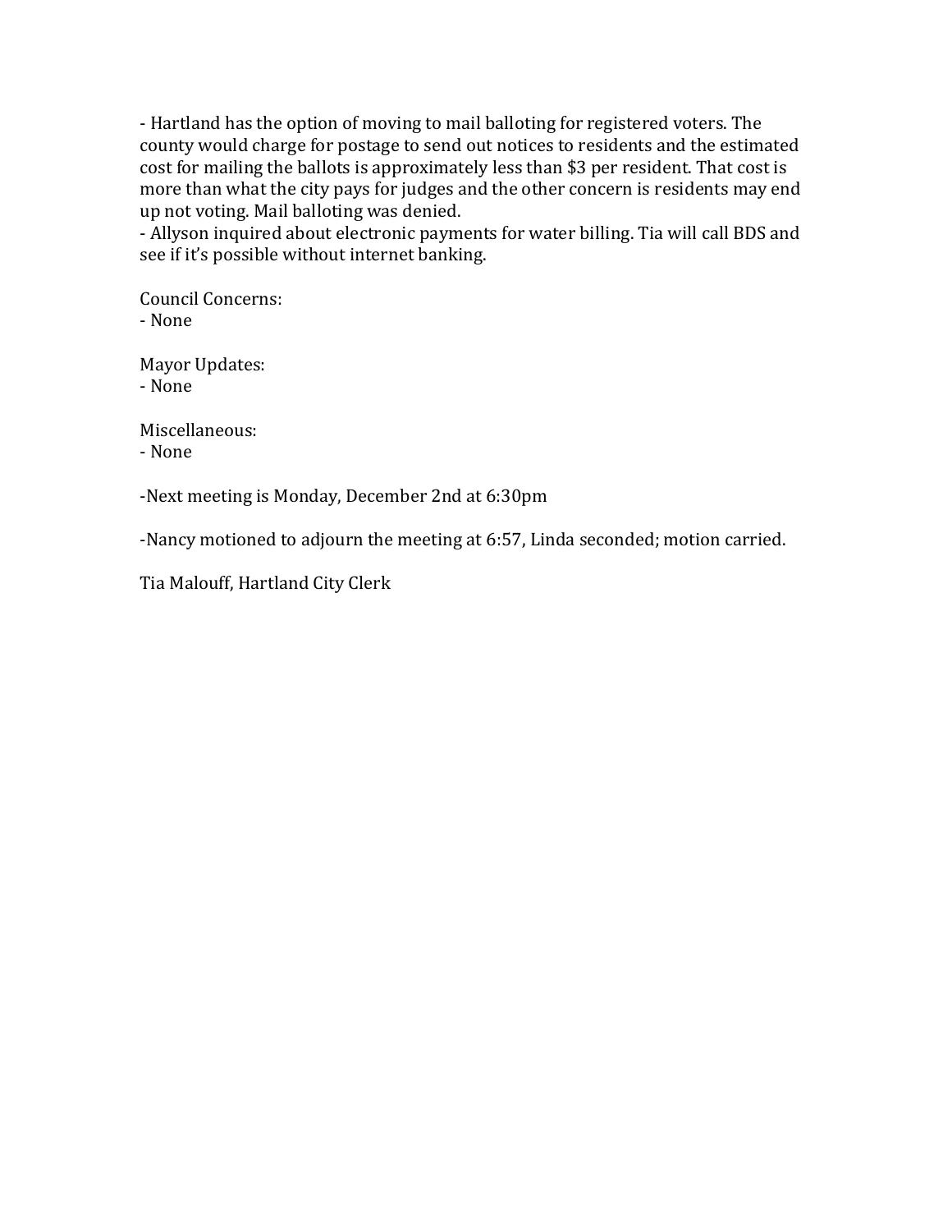- Hartland has the option of moving to mail balloting for registered voters. The county would charge for postage to send out notices to residents and the estimated cost for mailing the ballots is approximately less than $3 per resident. That cost is more than what the city pays for judges and the other concern is residents may end up not voting. Mail balloting was denied.
- Allyson inquired about electronic payments for water billing. Tia will call BDS and see if it's possible without internet banking.

Council Concerns:
- None

Mayor Updates:
- None

Miscellaneous:
- None

-Next meeting is Monday, December 2nd at 6:30pm

-Nancy motioned to adjourn the meeting at 6:57, Linda seconded; motion carried.

Tia Malouff, Hartland City Clerk